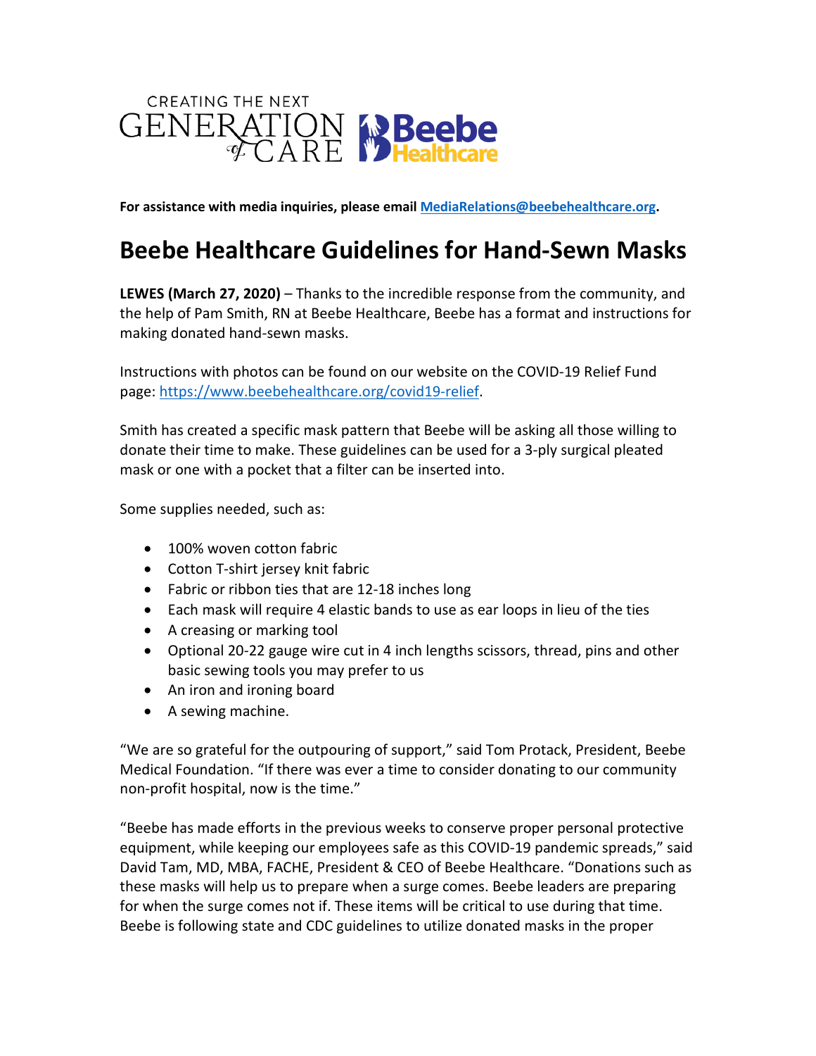CREATING THE NEXT GENERATION of CARE

Beebe Healthcare

**For assistance with media inquiries, please email [MediaRelations@beebehealthcare.org](mailto:MediaRelations@beebehealthcare.org).**

# Beebe Healthcare Guidelines for Hand-Sewn Masks

**LEWES (March 27, 2020)** – Thanks to the incredible response from the community, and the help of Pam Smith, RN at Beebe Healthcare, Beebe has a format and instructions for making donated hand-sewn masks.

Instructions with photos can be found on our website on the COVID-19 Relief Fund page: [https://www.beebehealthcare.org/covid19-relief](https://www.beebehealthcare.org/covid19-relief).

Smith has created a specific mask pattern that Beebe will be asking all those willing to donate their time to make. These guidelines can be used for a 3-ply surgical pleated mask or one with a pocket that a filter can be inserted into.

Some supplies needed, such as:

- 100% woven cotton fabric
- Cotton T-shirt jersey knit fabric
- Fabric or ribbon ties that are 12-18 inches long
- Each mask will require 4 elastic bands to use as ear loops in lieu of the ties
- A creasing or marking tool
- Optional 20-22 gauge wire cut in 4 inch lengths scissors, thread, pins and other basic sewing tools you may prefer to us
- An iron and ironing board
- A sewing machine.

"We are so grateful for the outpouring of support," said Tom Protack, President, Beebe Medical Foundation. "If there was ever a time to consider donating to our community non-profit hospital, now is the time."

"Beebe has made efforts in the previous weeks to conserve proper personal protective equipment, while keeping our employees safe as this COVID-19 pandemic spreads," said David Tam, MD, MBA, FACHE, President & CEO of Beebe Healthcare. "Donations such as these masks will help us to prepare when a surge comes. Beebe leaders are preparing for when the surge comes not if. These items will be critical to use during that time. Beebe is following state and CDC guidelines to utilize donated masks in the proper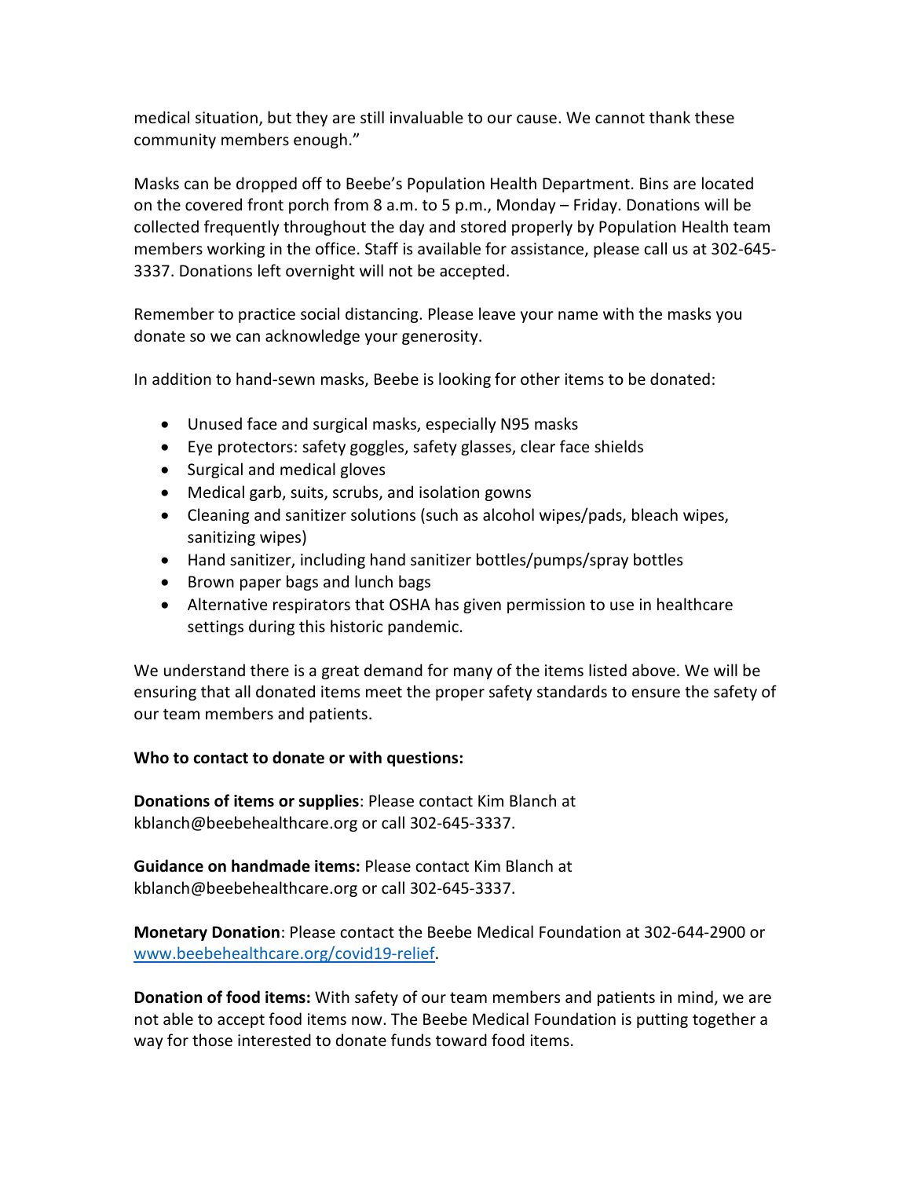medical situation, but they are still invaluable to our cause. We cannot thank these community members enough."

Masks can be dropped off to Beebe's Population Health Department. Bins are located on the covered front porch from 8 a.m. to 5 p.m., Monday – Friday. Donations will be collected frequently throughout the day and stored properly by Population Health team members working in the office. Staff is available for assistance, please call us at 302-645-3337. Donations left overnight will not be accepted.

Remember to practice social distancing. Please leave your name with the masks you donate so we can acknowledge your generosity.

In addition to hand-sewn masks, Beebe is looking for other items to be donated:

- Unused face and surgical masks, especially N95 masks
- Eye protectors: safety goggles, safety glasses, clear face shields
- Surgical and medical gloves
- Medical garb, suits, scrubs, and isolation gowns
- Cleaning and sanitizer solutions (such as alcohol wipes/pads, bleach wipes, sanitizing wipes)
- Hand sanitizer, including hand sanitizer bottles/pumps/spray bottles
- Brown paper bags and lunch bags
- Alternative respirators that OSHA has given permission to use in healthcare settings during this historic pandemic.

We understand there is a great demand for many of the items listed above. We will be ensuring that all donated items meet the proper safety standards to ensure the safety of our team members and patients.

**Who to contact to donate or with questions:**

**Donations of items or supplies**: Please contact Kim Blanch at kblanch@beebehealthcare.org or call 302-645-3337.

**Guidance on handmade items:** Please contact Kim Blanch at kblanch@beebehealthcare.org or call 302-645-3337.

**Monetary Donation**: Please contact the Beebe Medical Foundation at 302-644-2900 or [www.beebehealthcare.org/covid19-relief](www.beebehealthcare.org/covid19-relief).

**Donation of food items:** With safety of our team members and patients in mind, we are not able to accept food items now. The Beebe Medical Foundation is putting together a way for those interested to donate funds toward food items.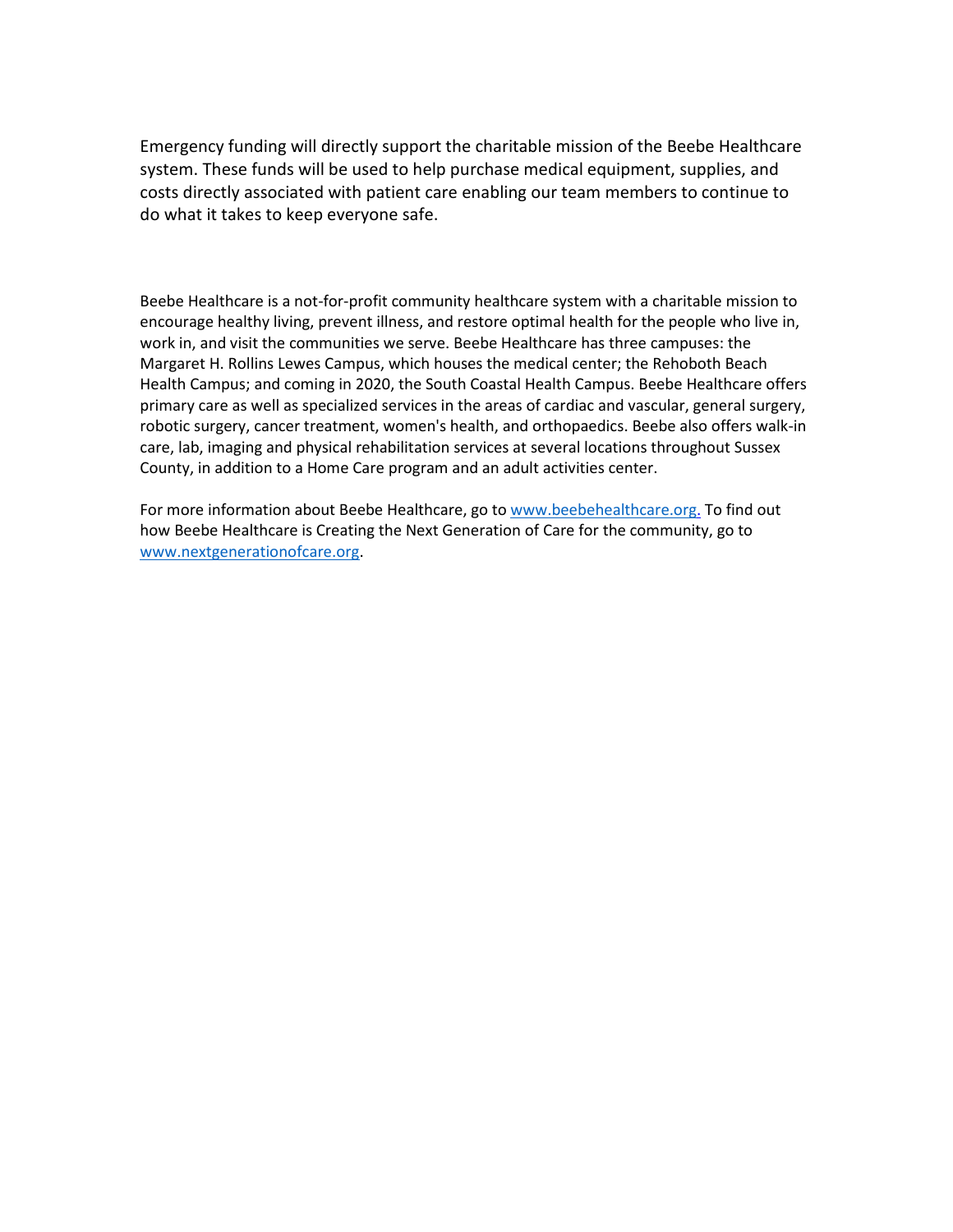Emergency funding will directly support the charitable mission of the Beebe Healthcare system. These funds will be used to help purchase medical equipment, supplies, and costs directly associated with patient care enabling our team members to continue to do what it takes to keep everyone safe.

Beebe Healthcare is a not-for-profit community healthcare system with a charitable mission to encourage healthy living, prevent illness, and restore optimal health for the people who live in, work in, and visit the communities we serve. Beebe Healthcare has three campuses: the Margaret H. Rollins Lewes Campus, which houses the medical center; the Rehoboth Beach Health Campus; and coming in 2020, the South Coastal Health Campus. Beebe Healthcare offers primary care as well as specialized services in the areas of cardiac and vascular, general surgery, robotic surgery, cancer treatment, women's health, and orthopaedics. Beebe also offers walk-in care, lab, imaging and physical rehabilitation services at several locations throughout Sussex County, in addition to a Home Care program and an adult activities center.

For more information about Beebe Healthcare, go to [www.beebehealthcare.org.](http://www.beebehealthcare.org) To find out how Beebe Healthcare is Creating the Next Generation of Care for the community, go to [www.nextgenerationofcare.org](http://www.nextgenerationofcare.org).